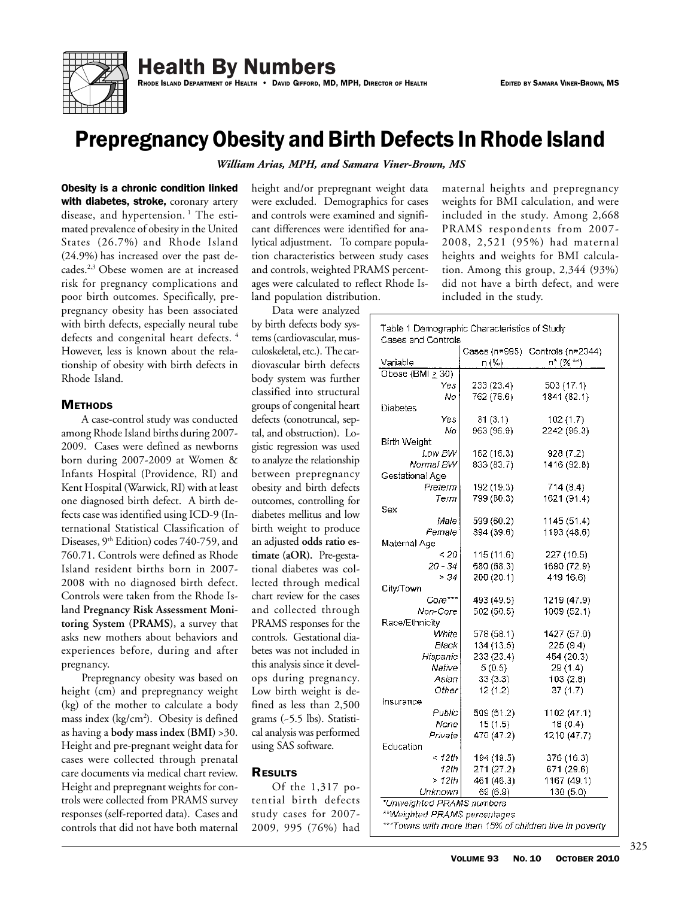# Health By Numbers

**Rhode Island Department of Health • David Gifford, MD, MPH, Director of Health**

**Edited by Samara Viner-Brown, MS**

# Prepregnancy Obesity and Birth Defects In Rhode Island

*William Arias, MPH, and Samara Viner-Brown, MS*

**Obesity is a chronic condition linked with diabetes, stroke,** coronary artery disease, and hypertension.[1] The estimated prevalence of obesity in the United States (26.7%) and Rhode Island (24.9%) has increased over the past decades.[2,3] Obese women are at increased risk for pregnancy complications and poor birth outcomes. Specifically, prepregnancy obesity has been associated with birth defects, especially neural tube defects and congenital heart defects.[4] However, less is known about the relationship of obesity with birth defects in Rhode Island.

## Methods

A case-control study was conducted among Rhode Island births during 2007-2009. Cases were defined as newborns born during 2007-2009 at Women & Infants Hospital (Providence, RI) and Kent Hospital (Warwick, RI) with at least one diagnosed birth defect. A birth defects case was identified using ICD-9 (International Statistical Classification of Diseases, 9th Edition) codes 740-759, and 760.71. Controls were defined as Rhode Island resident births born in 2007-2008 with no diagnosed birth defect. Controls were taken from the Rhode Island **Pregnancy Risk Assessment Monitoring System (PRAMS)**, a survey that asks new mothers about behaviors and experiences before, during and after pregnancy.

Prepregnancy obesity was based on height (cm) and prepregnancy weight (kg) of the mother to calculate a body mass index (kg/cm$^2$). Obesity is defined as having a **body mass index (BMI)** >30. Height and pre-pregnant weight data for cases were collected through prenatal care documents via medical chart review. Height and prepregnant weights for controls were collected from PRAMS survey responses (self-reported data). Cases and controls that did not have both maternal height and/or prepregnant weight data were excluded. Demographics for cases and controls were examined and significant differences were identified for analytical adjustment. To compare population characteristics between study cases and controls, weighted PRAMS percentages were calculated to reflect Rhode Island population distribution.

Data were analyzed by birth defects body systems (cardiovascular, musculoskeletal, etc.). The cardiovascular birth defects body system was further classified into structural groups of congenital heart defects (conotruncal, septal, and obstruction). Logistic regression was used to analyze the relationship between prepregnancy obesity and birth defects outcomes, controlling for diabetes mellitus and low birth weight to produce an adjusted **odds ratio estimate (aOR).** Pre-gestational diabetes was collected through medical chart review for the cases and collected through PRAMS responses for the controls. Gestational diabetes was not included in this analysis since it develops during pregnancy. Low birth weight is defined as less than 2,500 grams (~5.5 lbs). Statistical analysis was performed using SAS software.

## Results

Of the 1,317 potential birth defects study cases for 2007-2009, 995 (76%) had maternal heights and prepregnancy weights for BMI calculation, and were included in the study. Among 2,668 PRAMS respondents from 2007-2008, 2,521 (95%) had maternal heights and weights for BMI calculation. Among this group, 2,344 (93%) did not have a birth defect, and were included in the study.

Table 1 Demographic Characteristics of Study Cases and Controls

| Variable | Cases (n=995) n (%) | Controls (n=2344) n* (%**) |
|---|---|---|
| **Obese (BMI ≥ 30)** | | |
| Yes | 233 (23.4) | 503 (17.1) |
| No | 762 (76.6) | 1841 (82.1) |
| **Diabetes** | | |
| Yes | 31 (3.1) | 102 (1.7) |
| No | 963 (96.9) | 2242 (98.3) |
| **Birth Weight** | | |
| Low BW | 162 (16.3) | 928 (7.2) |
| Normal BW | 833 (83.7) | 1416 (92.8) |
| **Gestational Age** | | |
| Preterm | 192 (19.3) | 714 (8.4) |
| Term | 799 (80.3) | 1621 (91.4) |
| **Sex** | | |
| Male | 599 (60.2) | 1145 (51.4) |
| Female | 394 (39.6) | 1193 (48.6) |
| **Maternal Age** | | |
| < 20 | 115 (11.6) | 227 (10.5) |
| 20 - 34 | 680 (68.3) | 1690 (72.9) |
| > 34 | 200 (20.1) | 419 16.6) |
| **City/Town** | | |
| Core*** | 493 (49.5) | 1219 (47.9) |
| Non-Core | 502 (50.5) | 1009 (52.1) |
| **Race/Ethnicity** | | |
| White | 578 (58.1) | 1427 (57.0) |
| Black | 134 (13.5) | 225 (9.4) |
| Hispanic | 233 (23.4) | 454 (20.3) |
| Native | 5 (0.5) | 29 (1.4) |
| Asian | 33 (3.3) | 103 (2.8) |
| Other | 12 (1.2) | 37 (1.7) |
| **Insurance** | | |
| Public | 509 (51.2) | 1102 (47.1) |
| None | 15 (1.5) | 18 (0.4) |
| Private | 470 (47.2) | 1210 (47.7) |
| **Education** | | |
| < 12th | 194 (19.5) | 376 (16.3) |
| 12th | 271 (27.2) | 671 (29.6) |
| > 12th | 461 (46.3) | 1167 (49.1) |
| Unknown | 69 (6.9) | 130 (5.0) |

*Unweighted PRAMS numbers
**Weighted PRAMS percentages
***Towns with more than 15% of children live in poverty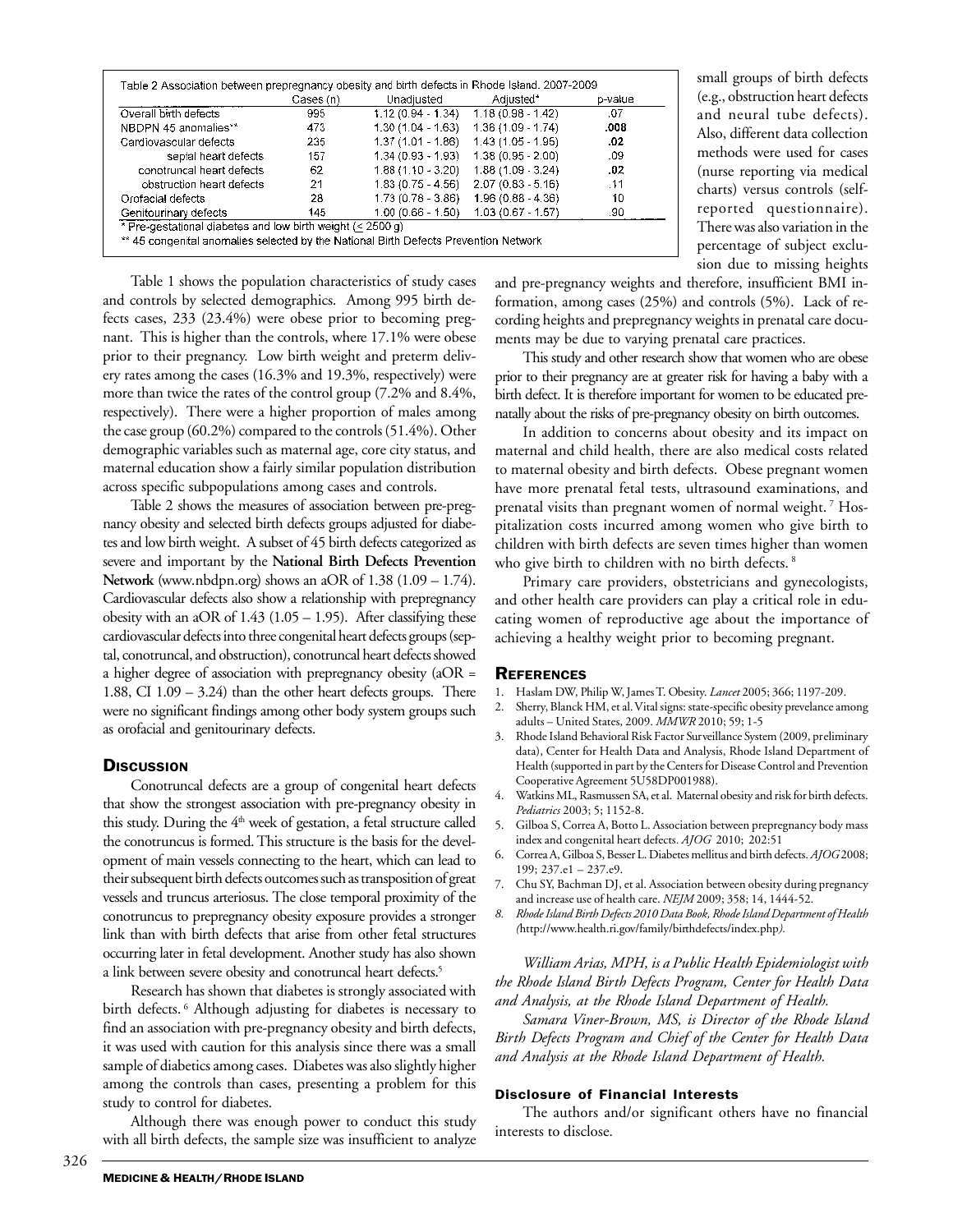Table 2 Association between prepregnancy obesity and birth defects in Rhode Island. 2007-2009

| | Cases (n) | Unadjusted | Adjusted* | p-value |
|---|---|---|---|---|
| Overall birth defects | 995 | 1.12 (0.94 - 1.34) | 1.18 (0.98 - 1.42) | .07 |
| NBDPN 45 anomalies** | 473 | 1.30 (1.04 - 1.63) | 1.38 (1.09 - 1.74) | **.008** |
| Cardiovascular defects | 235 | 1.37 (1.01 - 1.86) | 1.43 (1.05 - 1.95) | **.02** |
| septal heart defects | 157 | 1.34 (0.93 - 1.93) | 1.38 (0.95 - 2.00) | .09 |
| conotruncal heart defects | 62 | 1.88 (1.10 - 3.20) | 1.88 (1.09 - 3.24) | **.02** |
| obstruction heart defects | 21 | 1.83 (0.75 - 4.56) | 2.07 (0.83 - 5.16) | .11 |
| Orofacial defects | 28 | 1.73 (0.78 - 3.86) | 1.96 (0.88 - 4.36) | .10 |
| Genitourinary defects | 145 | 1.00 (0.66 - 1.50) | 1.03 (0.67 - 1.57) | .90 |

\* Pre-gestational diabetes and low birth weight (≤ 2500 g)

\*\* 45 congenital anomalies selected by the National Birth Defects Prevention Network

Table 1 shows the population characteristics of study cases and controls by selected demographics. Among 995 birth defects cases, 233 (23.4%) were obese prior to becoming pregnant. This is higher than the controls, where 17.1% were obese prior to their pregnancy. Low birth weight and preterm delivery rates among the cases (16.3% and 19.3%, respectively) were more than twice the rates of the control group (7.2% and 8.4%, respectively). There were a higher proportion of males among the case group (60.2%) compared to the controls (51.4%). Other demographic variables such as maternal age, core city status, and maternal education show a fairly similar population distribution across specific subpopulations among cases and controls.

Table 2 shows the measures of association between pre-pregnancy obesity and selected birth defects groups adjusted for diabetes and low birth weight. A subset of 45 birth defects categorized as severe and important by the **National Birth Defects Prevention Network** (www.nbdpn.org) shows an aOR of 1.38 (1.09 – 1.74). Cardiovascular defects also show a relationship with prepregnancy obesity with an aOR of 1.43 (1.05 – 1.95). After classifying these cardiovascular defects into three congenital heart defects groups (septal, conotruncal, and obstruction), conotruncal heart defects showed a higher degree of association with prepregnancy obesity (aOR = 1.88, CI 1.09 – 3.24) than the other heart defects groups. There were no significant findings among other body system groups such as orofacial and genitourinary defects.

## Discussion

Conotruncal defects are a group of congenital heart defects that show the strongest association with pre-pregnancy obesity in this study. During the 4th week of gestation, a fetal structure called the conotruncus is formed. This structure is the basis for the development of main vessels connecting to the heart, which can lead to their subsequent birth defects outcomes such as transposition of great vessels and truncus arteriosus. The close temporal proximity of the conotruncus to prepregnancy obesity exposure provides a stronger link than with birth defects that arise from other fetal structures occurring later in fetal development. Another study has also shown a link between severe obesity and conotruncal heart defects.[5]

Research has shown that diabetes is strongly associated with birth defects.[6] Although adjusting for diabetes is necessary to find an association with pre-pregnancy obesity and birth defects, it was used with caution for this analysis since there was a small sample of diabetics among cases. Diabetes was also slightly higher among the controls than cases, presenting a problem for this study to control for diabetes.

Although there was enough power to conduct this study with all birth defects, the sample size was insufficient to analyze small groups of birth defects (e.g., obstruction heart defects and neural tube defects). Also, different data collection methods were used for cases (nurse reporting via medical charts) versus controls (self-reported questionnaire). There was also variation in the percentage of subject exclusion due to missing heights and pre-pregnancy weights and therefore, insufficient BMI information, among cases (25%) and controls (5%). Lack of recording heights and prepregnancy weights in prenatal care documents may be due to varying prenatal care practices.

This study and other research show that women who are obese prior to their pregnancy are at greater risk for having a baby with a birth defect. It is therefore important for women to be educated prenatally about the risks of pre-pregnancy obesity on birth outcomes.

In addition to concerns about obesity and its impact on maternal and child health, there are also medical costs related to maternal obesity and birth defects. Obese pregnant women have more prenatal fetal tests, ultrasound examinations, and prenatal visits than pregnant women of normal weight.[7] Hospitalization costs incurred among women who give birth to children with birth defects are seven times higher than women who give birth to children with no birth defects.[8]

Primary care providers, obstetricians and gynecologists, and other health care providers can play a critical role in educating women of reproductive age about the importance of achieving a healthy weight prior to becoming pregnant.

## References

1. Haslam DW, Philip W, James T. Obesity. *Lancet* 2005; 366; 1197-209.
2. Sherry, Blanck HM, et al. Vital signs: state-specific obesity prevelance among adults – United States, 2009. *MMWR* 2010; 59; 1-5
3. Rhode Island Behavioral Risk Factor Surveillance System (2009, preliminary data), Center for Health Data and Analysis, Rhode Island Department of Health (supported in part by the Centers for Disease Control and Prevention Cooperative Agreement 5U58DP001988).
4. Watkins ML, Rasmussen SA, et al. Maternal obesity and risk for birth defects. *Pediatrics* 2003; 5; 1152-8.
5. Gilboa S, Correa A, Botto L. Association between prepregnancy body mass index and congenital heart defects. *AJOG* 2010; 202:51
6. Correa A, Gilboa S, Besser L. Diabetes mellitus and birth defects. *AJOG* 2008; 199; 237.e1 – 237.e9.
7. Chu SY, Bachman DJ, et al. Association between obesity during pregnancy and increase use of health care. *NEJM* 2009; 358; 14, 1444-52.
8. *Rhode Island Birth Defects 2010 Data Book, Rhode Island Department of Health (*http://www.health.ri.gov/family/birthdefects/index.php*).*

*William Arias, MPH, is a Public Health Epidemiologist with the Rhode Island Birth Defects Program, Center for Health Data and Analysis, at the Rhode Island Department of Health.*

*Samara Viner-Brown, MS, is Director of the Rhode Island Birth Defects Program and Chief of the Center for Health Data and Analysis at the Rhode Island Department of Health.*

### Disclosure of Financial Interests

The authors and/or significant others have no financial interests to disclose.